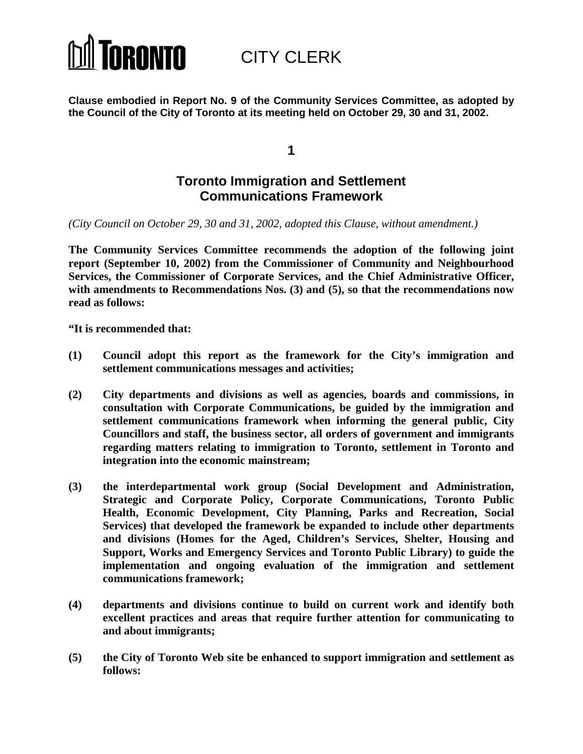# TORONTO CITY CLERK

**Clause embodied in Report No. 9 of the Community Services Committee, as adopted by the Council of the City of Toronto at its meeting held on October 29, 30 and 31, 2002.**

**1**

## Toronto Immigration and Settlement Communications Framework

*(City Council on October 29, 30 and 31, 2002, adopted this Clause, without amendment.)*

**The Community Services Committee recommends the adoption of the following joint report (September 10, 2002) from the Commissioner of Community and Neighbourhood Services, the Commissioner of Corporate Services, and the Chief Administrative Officer, with amendments to Recommendations Nos. (3) and (5), so that the recommendations now read as follows:**

**"It is recommended that:**

**(1) Council adopt this report as the framework for the City's immigration and settlement communications messages and activities;**

**(2) City departments and divisions as well as agencies, boards and commissions, in consultation with Corporate Communications, be guided by the immigration and settlement communications framework when informing the general public, City Councillors and staff, the business sector, all orders of government and immigrants regarding matters relating to immigration to Toronto, settlement in Toronto and integration into the economic mainstream;**

**(3) the interdepartmental work group (Social Development and Administration, Strategic and Corporate Policy, Corporate Communications, Toronto Public Health, Economic Development, City Planning, Parks and Recreation, Social Services) that developed the framework be expanded to include other departments and divisions (Homes for the Aged, Children's Services, Shelter, Housing and Support, Works and Emergency Services and Toronto Public Library) to guide the implementation and ongoing evaluation of the immigration and settlement communications framework;**

**(4) departments and divisions continue to build on current work and identify both excellent practices and areas that require further attention for communicating to and about immigrants;**

**(5) the City of Toronto Web site be enhanced to support immigration and settlement as follows:**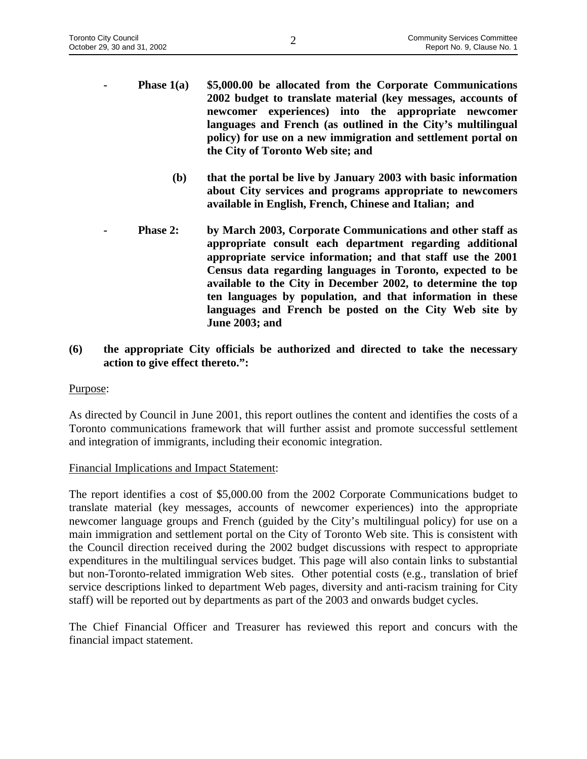- **Phase 1(a) $5,000.00 be allocated from the Corporate Communications 2002 budget to translate material (key messages, accounts of newcomer experiences) into the appropriate newcomer languages and French (as outlined in the City's multilingual policy) for use on a new immigration and settlement portal on the City of Toronto Web site; and**

  **(b) that the portal be live by January 2003 with basic information about City services and programs appropriate to newcomers available in English, French, Chinese and Italian; and**

- **Phase 2: by March 2003, Corporate Communications and other staff as appropriate consult each department regarding additional appropriate service information; and that staff use the 2001 Census data regarding languages in Toronto, expected to be available to the City in December 2002, to determine the top ten languages by population, and that information in these languages and French be posted on the City Web site by June 2003; and**

**(6) the appropriate City officials be authorized and directed to take the necessary action to give effect thereto.":**

Purpose:

As directed by Council in June 2001, this report outlines the content and identifies the costs of a Toronto communications framework that will further assist and promote successful settlement and integration of immigrants, including their economic integration.

Financial Implications and Impact Statement:

The report identifies a cost of $5,000.00 from the 2002 Corporate Communications budget to translate material (key messages, accounts of newcomer experiences) into the appropriate newcomer language groups and French (guided by the City's multilingual policy) for use on a main immigration and settlement portal on the City of Toronto Web site. This is consistent with the Council direction received during the 2002 budget discussions with respect to appropriate expenditures in the multilingual services budget. This page will also contain links to substantial but non-Toronto-related immigration Web sites. Other potential costs (e.g., translation of brief service descriptions linked to department Web pages, diversity and anti-racism training for City staff) will be reported out by departments as part of the 2003 and onwards budget cycles.

The Chief Financial Officer and Treasurer has reviewed this report and concurs with the financial impact statement.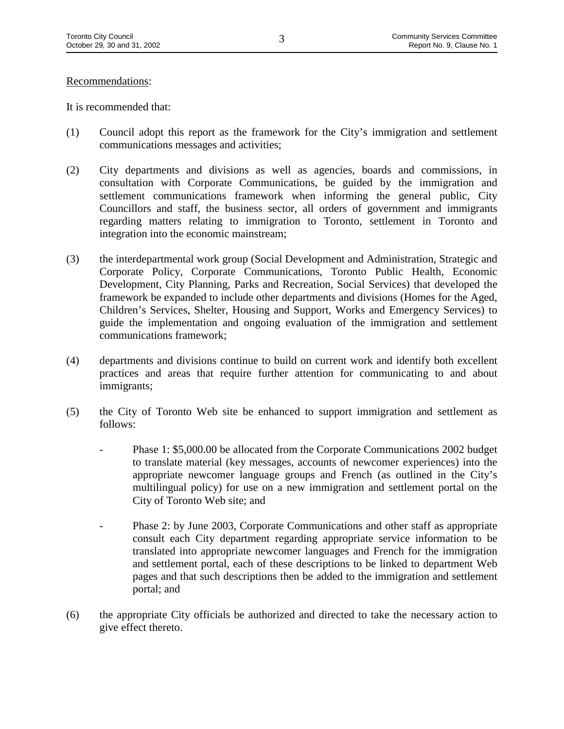<u>Recommendations</u>:

It is recommended that:

(1) Council adopt this report as the framework for the City's immigration and settlement communications messages and activities;

(2) City departments and divisions as well as agencies, boards and commissions, in consultation with Corporate Communications, be guided by the immigration and settlement communications framework when informing the general public, City Councillors and staff, the business sector, all orders of government and immigrants regarding matters relating to immigration to Toronto, settlement in Toronto and integration into the economic mainstream;

(3) the interdepartmental work group (Social Development and Administration, Strategic and Corporate Policy, Corporate Communications, Toronto Public Health, Economic Development, City Planning, Parks and Recreation, Social Services) that developed the framework be expanded to include other departments and divisions (Homes for the Aged, Children's Services, Shelter, Housing and Support, Works and Emergency Services) to guide the implementation and ongoing evaluation of the immigration and settlement communications framework;

(4) departments and divisions continue to build on current work and identify both excellent practices and areas that require further attention for communicating to and about immigrants;

(5) the City of Toronto Web site be enhanced to support immigration and settlement as follows:

- Phase 1: $5,000.00 be allocated from the Corporate Communications 2002 budget to translate material (key messages, accounts of newcomer experiences) into the appropriate newcomer language groups and French (as outlined in the City's multilingual policy) for use on a new immigration and settlement portal on the City of Toronto Web site; and

- Phase 2: by June 2003, Corporate Communications and other staff as appropriate consult each City department regarding appropriate service information to be translated into appropriate newcomer languages and French for the immigration and settlement portal, each of these descriptions to be linked to department Web pages and that such descriptions then be added to the immigration and settlement portal; and

(6) the appropriate City officials be authorized and directed to take the necessary action to give effect thereto.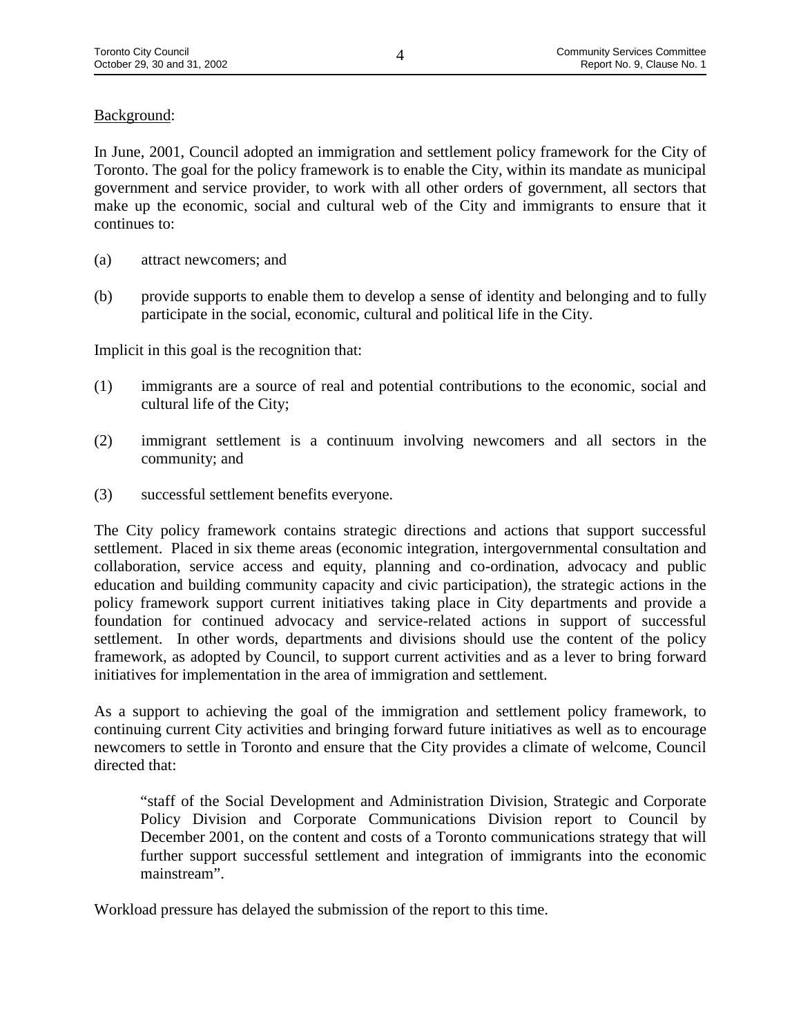Background:

In June, 2001, Council adopted an immigration and settlement policy framework for the City of Toronto. The goal for the policy framework is to enable the City, within its mandate as municipal government and service provider, to work with all other orders of government, all sectors that make up the economic, social and cultural web of the City and immigrants to ensure that it continues to:

(a) attract newcomers; and

(b) provide supports to enable them to develop a sense of identity and belonging and to fully participate in the social, economic, cultural and political life in the City.

Implicit in this goal is the recognition that:

(1) immigrants are a source of real and potential contributions to the economic, social and cultural life of the City;

(2) immigrant settlement is a continuum involving newcomers and all sectors in the community; and

(3) successful settlement benefits everyone.

The City policy framework contains strategic directions and actions that support successful settlement. Placed in six theme areas (economic integration, intergovernmental consultation and collaboration, service access and equity, planning and co-ordination, advocacy and public education and building community capacity and civic participation), the strategic actions in the policy framework support current initiatives taking place in City departments and provide a foundation for continued advocacy and service-related actions in support of successful settlement. In other words, departments and divisions should use the content of the policy framework, as adopted by Council, to support current activities and as a lever to bring forward initiatives for implementation in the area of immigration and settlement.

As a support to achieving the goal of the immigration and settlement policy framework, to continuing current City activities and bringing forward future initiatives as well as to encourage newcomers to settle in Toronto and ensure that the City provides a climate of welcome, Council directed that:

> "staff of the Social Development and Administration Division, Strategic and Corporate Policy Division and Corporate Communications Division report to Council by December 2001, on the content and costs of a Toronto communications strategy that will further support successful settlement and integration of immigrants into the economic mainstream".

Workload pressure has delayed the submission of the report to this time.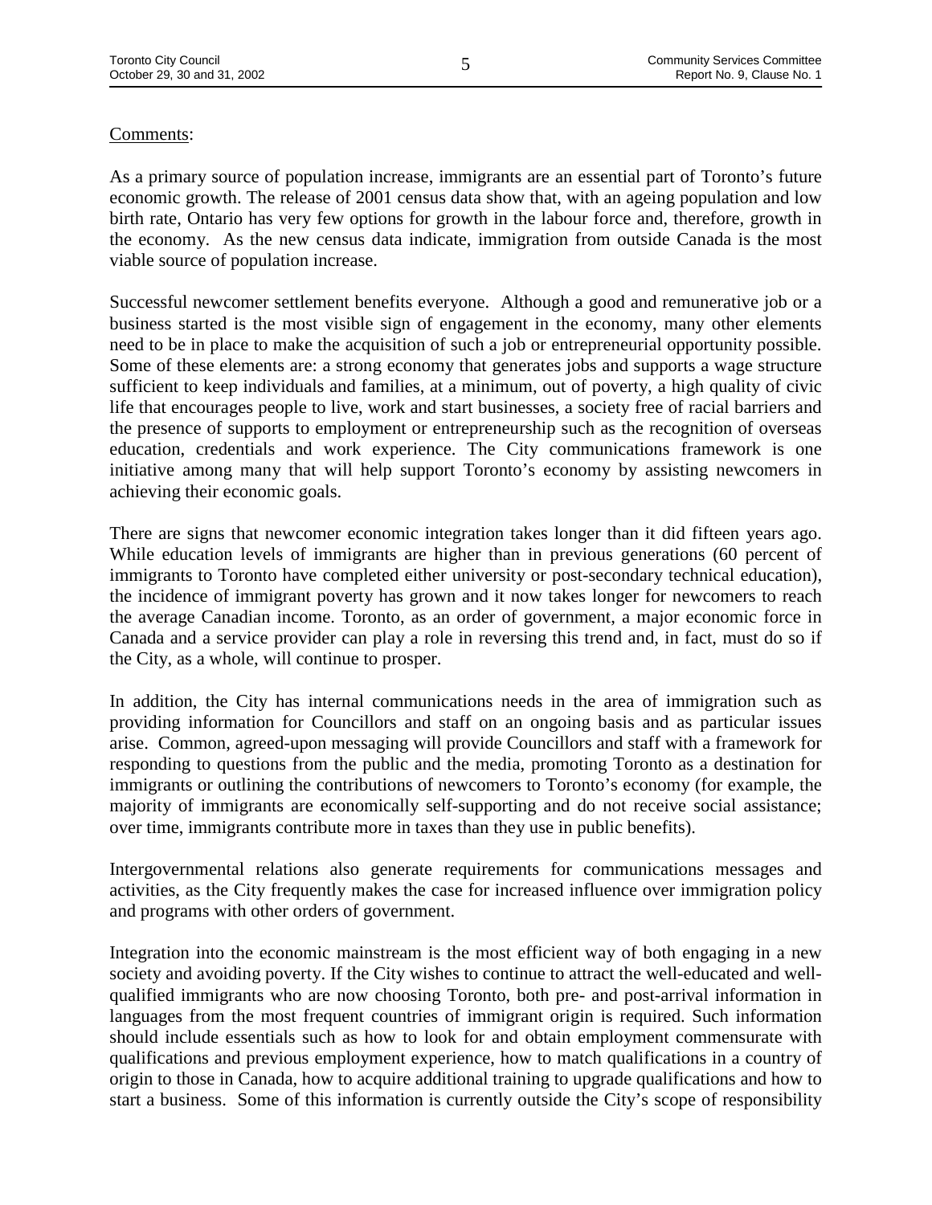Comments:

As a primary source of population increase, immigrants are an essential part of Toronto's future economic growth. The release of 2001 census data show that, with an ageing population and low birth rate, Ontario has very few options for growth in the labour force and, therefore, growth in the economy. As the new census data indicate, immigration from outside Canada is the most viable source of population increase.

Successful newcomer settlement benefits everyone. Although a good and remunerative job or a business started is the most visible sign of engagement in the economy, many other elements need to be in place to make the acquisition of such a job or entrepreneurial opportunity possible. Some of these elements are: a strong economy that generates jobs and supports a wage structure sufficient to keep individuals and families, at a minimum, out of poverty, a high quality of civic life that encourages people to live, work and start businesses, a society free of racial barriers and the presence of supports to employment or entrepreneurship such as the recognition of overseas education, credentials and work experience. The City communications framework is one initiative among many that will help support Toronto's economy by assisting newcomers in achieving their economic goals.

There are signs that newcomer economic integration takes longer than it did fifteen years ago. While education levels of immigrants are higher than in previous generations (60 percent of immigrants to Toronto have completed either university or post-secondary technical education), the incidence of immigrant poverty has grown and it now takes longer for newcomers to reach the average Canadian income. Toronto, as an order of government, a major economic force in Canada and a service provider can play a role in reversing this trend and, in fact, must do so if the City, as a whole, will continue to prosper.

In addition, the City has internal communications needs in the area of immigration such as providing information for Councillors and staff on an ongoing basis and as particular issues arise. Common, agreed-upon messaging will provide Councillors and staff with a framework for responding to questions from the public and the media, promoting Toronto as a destination for immigrants or outlining the contributions of newcomers to Toronto's economy (for example, the majority of immigrants are economically self-supporting and do not receive social assistance; over time, immigrants contribute more in taxes than they use in public benefits).

Intergovernmental relations also generate requirements for communications messages and activities, as the City frequently makes the case for increased influence over immigration policy and programs with other orders of government.

Integration into the economic mainstream is the most efficient way of both engaging in a new society and avoiding poverty. If the City wishes to continue to attract the well-educated and well-qualified immigrants who are now choosing Toronto, both pre- and post-arrival information in languages from the most frequent countries of immigrant origin is required. Such information should include essentials such as how to look for and obtain employment commensurate with qualifications and previous employment experience, how to match qualifications in a country of origin to those in Canada, how to acquire additional training to upgrade qualifications and how to start a business. Some of this information is currently outside the City's scope of responsibility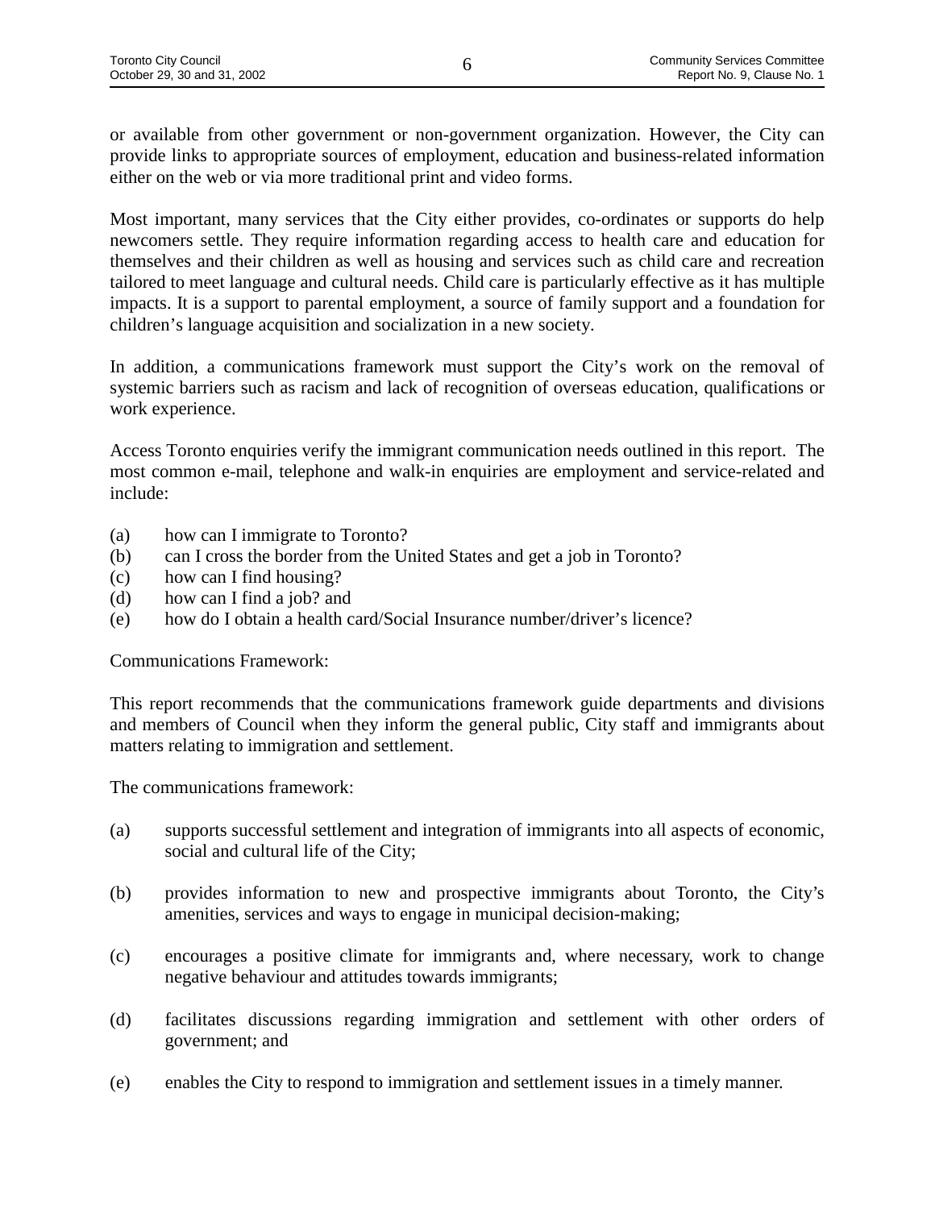or available from other government or non-government organization. However, the City can provide links to appropriate sources of employment, education and business-related information either on the web or via more traditional print and video forms.

Most important, many services that the City either provides, co-ordinates or supports do help newcomers settle. They require information regarding access to health care and education for themselves and their children as well as housing and services such as child care and recreation tailored to meet language and cultural needs. Child care is particularly effective as it has multiple impacts. It is a support to parental employment, a source of family support and a foundation for children's language acquisition and socialization in a new society.

In addition, a communications framework must support the City's work on the removal of systemic barriers such as racism and lack of recognition of overseas education, qualifications or work experience.

Access Toronto enquiries verify the immigrant communication needs outlined in this report. The most common e-mail, telephone and walk-in enquiries are employment and service-related and include:

(a) how can I immigrate to Toronto?
(b) can I cross the border from the United States and get a job in Toronto?
(c) how can I find housing?
(d) how can I find a job? and
(e) how do I obtain a health card/Social Insurance number/driver's licence?

Communications Framework:

This report recommends that the communications framework guide departments and divisions and members of Council when they inform the general public, City staff and immigrants about matters relating to immigration and settlement.

The communications framework:

(a) supports successful settlement and integration of immigrants into all aspects of economic, social and cultural life of the City;

(b) provides information to new and prospective immigrants about Toronto, the City's amenities, services and ways to engage in municipal decision-making;

(c) encourages a positive climate for immigrants and, where necessary, work to change negative behaviour and attitudes towards immigrants;

(d) facilitates discussions regarding immigration and settlement with other orders of government; and

(e) enables the City to respond to immigration and settlement issues in a timely manner.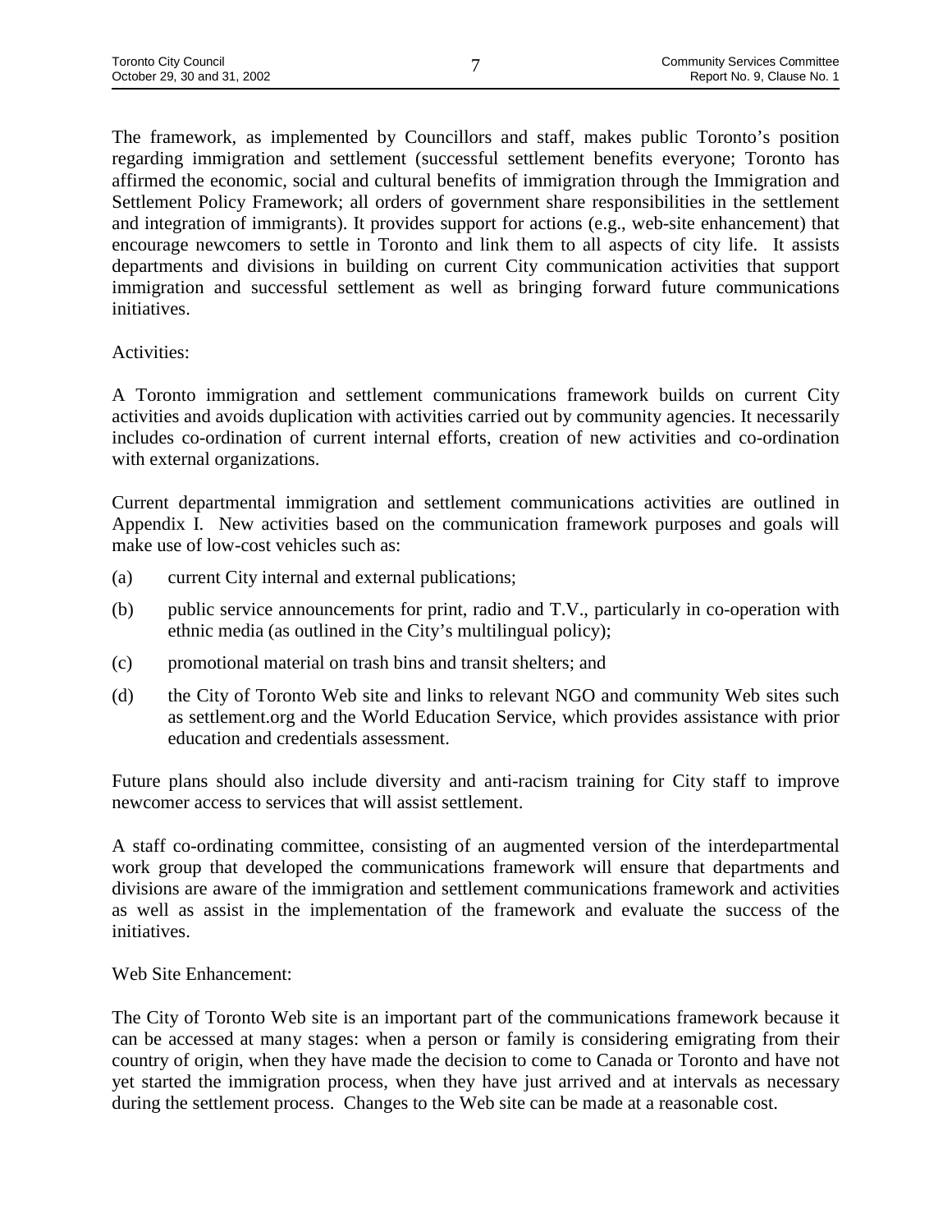The framework, as implemented by Councillors and staff, makes public Toronto's position regarding immigration and settlement (successful settlement benefits everyone; Toronto has affirmed the economic, social and cultural benefits of immigration through the Immigration and Settlement Policy Framework; all orders of government share responsibilities in the settlement and integration of immigrants). It provides support for actions (e.g., web-site enhancement) that encourage newcomers to settle in Toronto and link them to all aspects of city life. It assists departments and divisions in building on current City communication activities that support immigration and successful settlement as well as bringing forward future communications initiatives.

Activities:

A Toronto immigration and settlement communications framework builds on current City activities and avoids duplication with activities carried out by community agencies. It necessarily includes co-ordination of current internal efforts, creation of new activities and co-ordination with external organizations.

Current departmental immigration and settlement communications activities are outlined in Appendix I. New activities based on the communication framework purposes and goals will make use of low-cost vehicles such as:

(a) current City internal and external publications;

(b) public service announcements for print, radio and T.V., particularly in co-operation with ethnic media (as outlined in the City's multilingual policy);

(c) promotional material on trash bins and transit shelters; and

(d) the City of Toronto Web site and links to relevant NGO and community Web sites such as settlement.org and the World Education Service, which provides assistance with prior education and credentials assessment.

Future plans should also include diversity and anti-racism training for City staff to improve newcomer access to services that will assist settlement.

A staff co-ordinating committee, consisting of an augmented version of the interdepartmental work group that developed the communications framework will ensure that departments and divisions are aware of the immigration and settlement communications framework and activities as well as assist in the implementation of the framework and evaluate the success of the initiatives.

Web Site Enhancement:

The City of Toronto Web site is an important part of the communications framework because it can be accessed at many stages: when a person or family is considering emigrating from their country of origin, when they have made the decision to come to Canada or Toronto and have not yet started the immigration process, when they have just arrived and at intervals as necessary during the settlement process. Changes to the Web site can be made at a reasonable cost.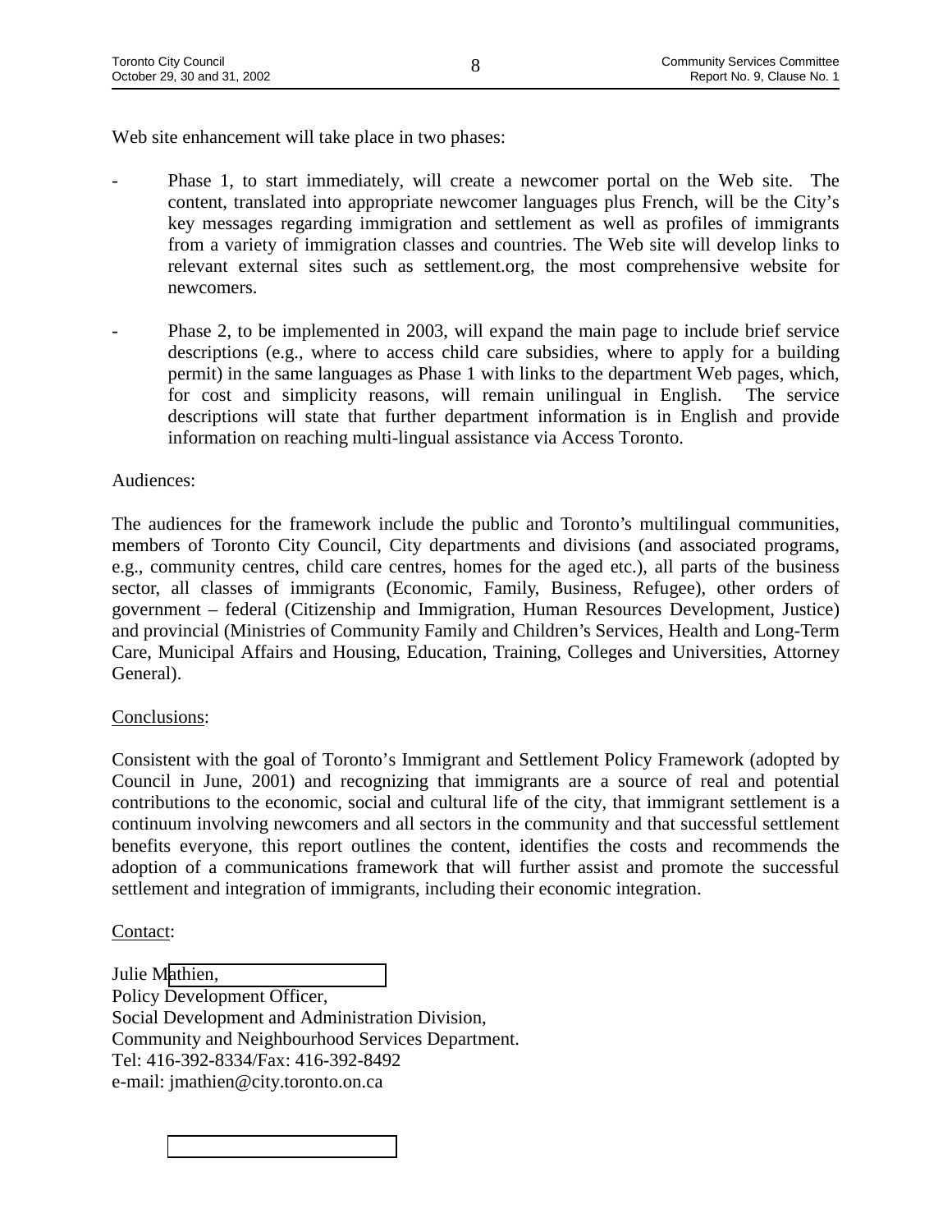Web site enhancement will take place in two phases:

- Phase 1, to start immediately, will create a newcomer portal on the Web site. The content, translated into appropriate newcomer languages plus French, will be the City's key messages regarding immigration and settlement as well as profiles of immigrants from a variety of immigration classes and countries. The Web site will develop links to relevant external sites such as settlement.org, the most comprehensive website for newcomers.

- Phase 2, to be implemented in 2003, will expand the main page to include brief service descriptions (e.g., where to access child care subsidies, where to apply for a building permit) in the same languages as Phase 1 with links to the department Web pages, which, for cost and simplicity reasons, will remain unilingual in English. The service descriptions will state that further department information is in English and provide information on reaching multi-lingual assistance via Access Toronto.

Audiences:

The audiences for the framework include the public and Toronto's multilingual communities, members of Toronto City Council, City departments and divisions (and associated programs, e.g., community centres, child care centres, homes for the aged etc.), all parts of the business sector, all classes of immigrants (Economic, Family, Business, Refugee), other orders of government – federal (Citizenship and Immigration, Human Resources Development, Justice) and provincial (Ministries of Community Family and Children's Services, Health and Long-Term Care, Municipal Affairs and Housing, Education, Training, Colleges and Universities, Attorney General).

Conclusions:

Consistent with the goal of Toronto's Immigrant and Settlement Policy Framework (adopted by Council in June, 2001) and recognizing that immigrants are a source of real and potential contributions to the economic, social and cultural life of the city, that immigrant settlement is a continuum involving newcomers and all sectors in the community and that successful settlement benefits everyone, this report outlines the content, identifies the costs and recommends the adoption of a communications framework that will further assist and promote the successful settlement and integration of immigrants, including their economic integration.

Contact:

Julie Mathien,
Policy Development Officer,
Social Development and Administration Division,
Community and Neighbourhood Services Department.
Tel: 416-392-8334/Fax: 416-392-8492
e-mail: jmathien@city.toronto.on.ca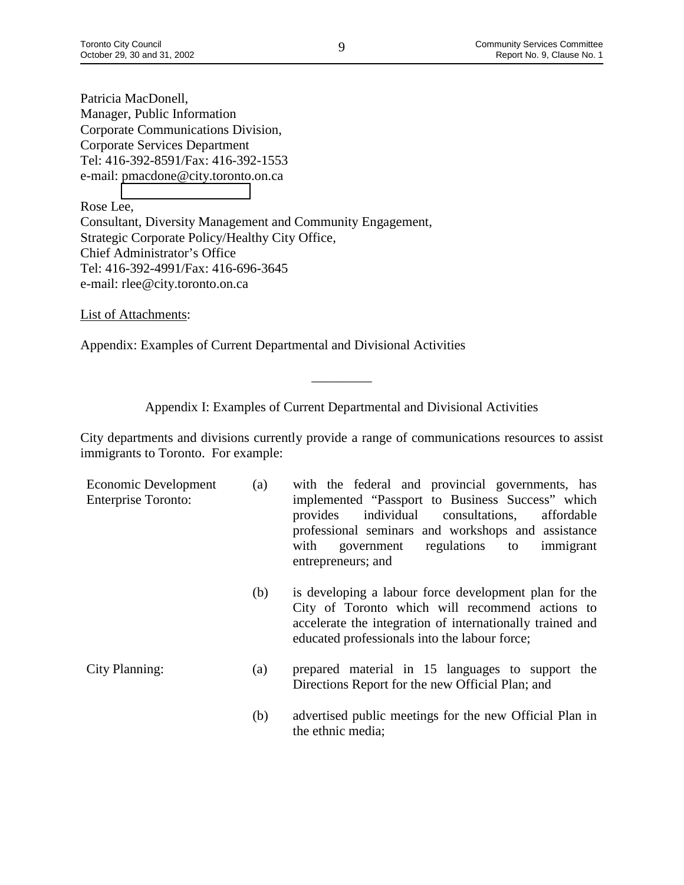Patricia MacDonell,
Manager, Public Information
Corporate Communications Division,
Corporate Services Department
Tel: 416-392-8591/Fax: 416-392-1553
e-mail: pmacdone@city.toronto.on.ca

Rose Lee,
Consultant, Diversity Management and Community Engagement,
Strategic Corporate Policy/Healthy City Office,
Chief Administrator's Office
Tel: 416-392-4991/Fax: 416-696-3645
e-mail: rlee@city.toronto.on.ca

List of Attachments:

Appendix: Examples of Current Departmental and Divisional Activities

---

Appendix I: Examples of Current Departmental and Divisional Activities

City departments and divisions currently provide a range of communications resources to assist immigrants to Toronto. For example:

| | | |
|---|---|---|
| Economic Development Enterprise Toronto: | (a) | with the federal and provincial governments, has implemented "Passport to Business Success" which provides individual consultations, affordable professional seminars and workshops and assistance with government regulations to immigrant entrepreneurs; and |
| | (b) | is developing a labour force development plan for the City of Toronto which will recommend actions to accelerate the integration of internationally trained and educated professionals into the labour force; |
| City Planning: | (a) | prepared material in 15 languages to support the Directions Report for the new Official Plan; and |
| | (b) | advertised public meetings for the new Official Plan in the ethnic media; |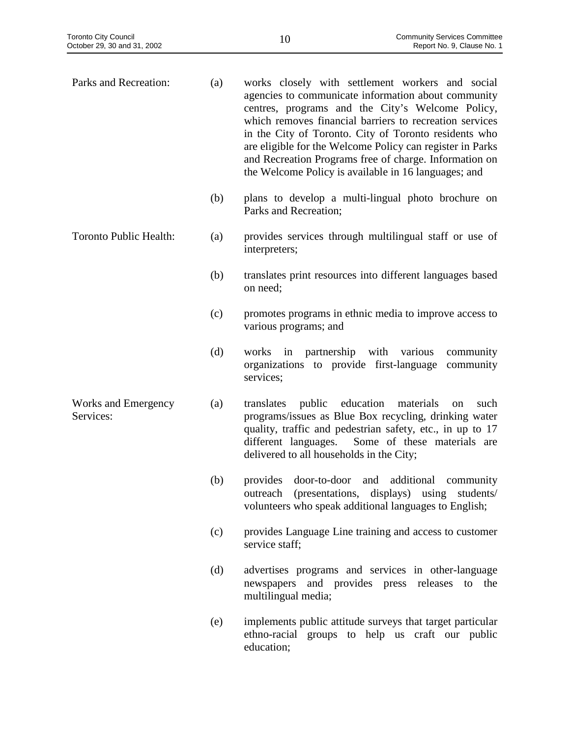Parks and Recreation:

(a) works closely with settlement workers and social agencies to communicate information about community centres, programs and the City's Welcome Policy, which removes financial barriers to recreation services in the City of Toronto. City of Toronto residents who are eligible for the Welcome Policy can register in Parks and Recreation Programs free of charge. Information on the Welcome Policy is available in 16 languages; and

(b) plans to develop a multi-lingual photo brochure on Parks and Recreation;

Toronto Public Health:

(a) provides services through multilingual staff or use of interpreters;

(b) translates print resources into different languages based on need;

(c) promotes programs in ethnic media to improve access to various programs; and

(d) works in partnership with various community organizations to provide first-language community services;

Works and Emergency Services:

(a) translates public education materials on such programs/issues as Blue Box recycling, drinking water quality, traffic and pedestrian safety, etc., in up to 17 different languages. Some of these materials are delivered to all households in the City;

(b) provides door-to-door and additional community outreach (presentations, displays) using students/ volunteers who speak additional languages to English;

(c) provides Language Line training and access to customer service staff;

(d) advertises programs and services in other-language newspapers and provides press releases to the multilingual media;

(e) implements public attitude surveys that target particular ethno-racial groups to help us craft our public education;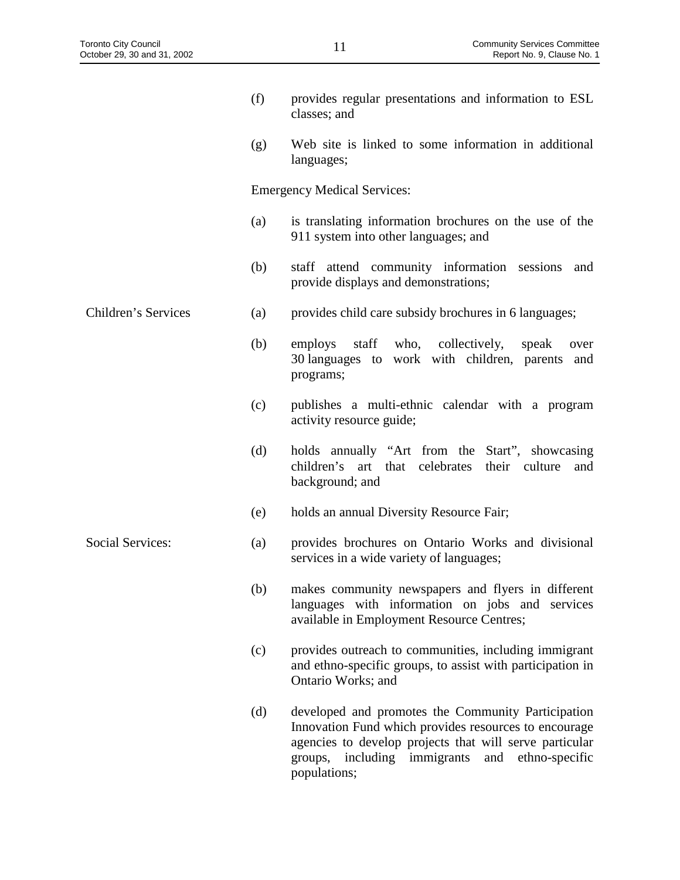(f) provides regular presentations and information to ESL classes; and

(g) Web site is linked to some information in additional languages;

Emergency Medical Services:

(a) is translating information brochures on the use of the 911 system into other languages; and

(b) staff attend community information sessions and provide displays and demonstrations;

Children's Services

(a) provides child care subsidy brochures in 6 languages;

(b) employs staff who, collectively, speak over 30 languages to work with children, parents and programs;

(c) publishes a multi-ethnic calendar with a program activity resource guide;

(d) holds annually "Art from the Start", showcasing children's art that celebrates their culture and background; and

(e) holds an annual Diversity Resource Fair;

Social Services:

(a) provides brochures on Ontario Works and divisional services in a wide variety of languages;

(b) makes community newspapers and flyers in different languages with information on jobs and services available in Employment Resource Centres;

(c) provides outreach to communities, including immigrant and ethno-specific groups, to assist with participation in Ontario Works; and

(d) developed and promotes the Community Participation Innovation Fund which provides resources to encourage agencies to develop projects that will serve particular groups, including immigrants and ethno-specific populations;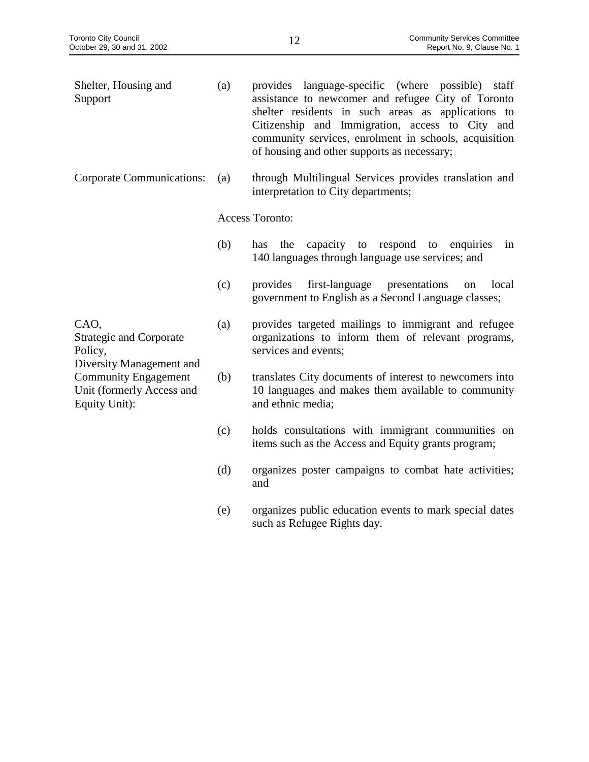Shelter, Housing and Support

(a) provides language-specific (where possible) staff assistance to newcomer and refugee City of Toronto shelter residents in such areas as applications to Citizenship and Immigration, access to City and community services, enrolment in schools, acquisition of housing and other supports as necessary;

Corporate Communications:

(a) through Multilingual Services provides translation and interpretation to City departments;

Access Toronto:

(b) has the capacity to respond to enquiries in 140 languages through language use services; and

(c) provides first-language presentations on local government to English as a Second Language classes;

CAO, Strategic and Corporate Policy, Diversity Management and Community Engagement Unit (formerly Access and Equity Unit):

(a) provides targeted mailings to immigrant and refugee organizations to inform them of relevant programs, services and events;

(b) translates City documents of interest to newcomers into 10 languages and makes them available to community and ethnic media;

(c) holds consultations with immigrant communities on items such as the Access and Equity grants program;

(d) organizes poster campaigns to combat hate activities; and

(e) organizes public education events to mark special dates such as Refugee Rights day.